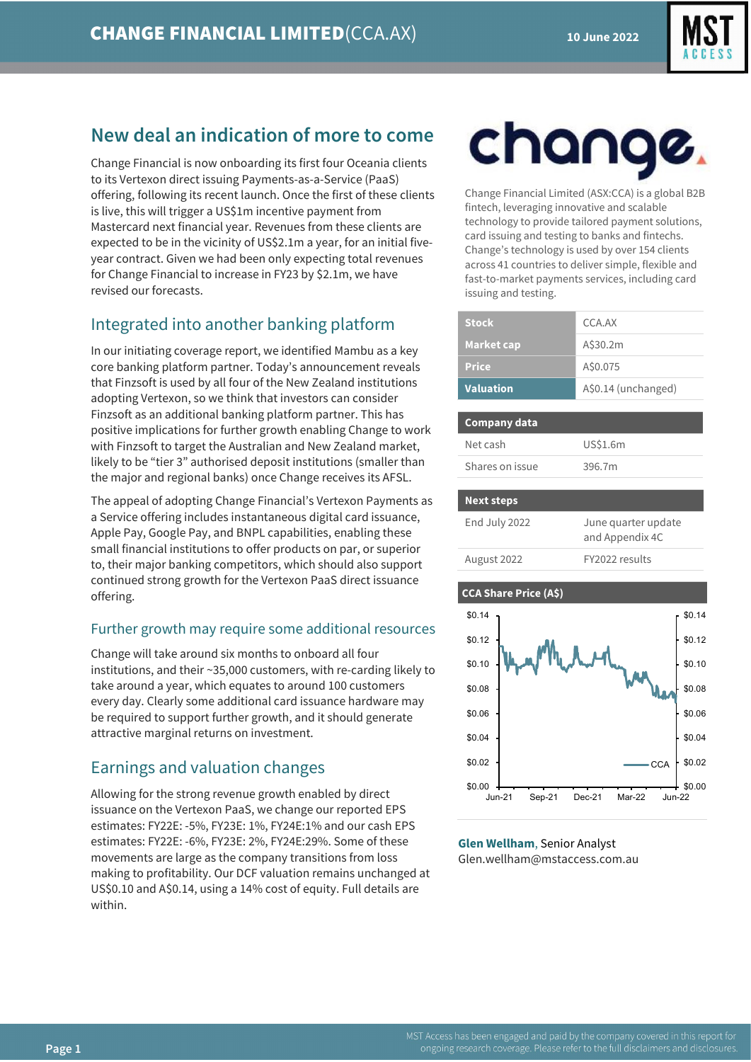# CHANGE FINANCIAL LIMITED (CCA.AX)

10 June 2022

## New deal an indication of more to come

Change Financial is now onboarding its first four Oceania clients to its Vertexon direct issuing Payments-as-a-Service (PaaS) offering, following its recent launch. Once the first of these clients is live, this will trigger a US$1m incentive payment from Mastercard next financial year. Revenues from these clients are expected to be in the vicinity of US$2.1m a year, for an initial five-year contract. Given we had been only expecting total revenues for Change Financial to increase in FY23 by $2.1m, we have revised our forecasts.

## Integrated into another banking platform

In our initiating coverage report, we identified Mambu as a key core banking platform partner. Today's announcement reveals that Finzsoft is used by all four of the New Zealand institutions adopting Vertexon, so we think that investors can consider Finzsoft as an additional banking platform partner. This has positive implications for further growth enabling Change to work with Finzsoft to target the Australian and New Zealand market, likely to be "tier 3" authorised deposit institutions (smaller than the major and regional banks) once Change receives its AFSL.

The appeal of adopting Change Financial's Vertexon Payments as a Service offering includes instantaneous digital card issuance, Apple Pay, Google Pay, and BNPL capabilities, enabling these small financial institutions to offer products on par, or superior to, their major banking competitors, which should also support continued strong growth for the Vertexon PaaS direct issuance offering.

### Further growth may require some additional resources

Change will take around six months to onboard all four institutions, and their ~35,000 customers, with re-carding likely to take around a year, which equates to around 100 customers every day. Clearly some additional card issuance hardware may be required to support further growth, and it should generate attractive marginal returns on investment.

## Earnings and valuation changes

Allowing for the strong revenue growth enabled by direct issuance on the Vertexon PaaS, we change our reported EPS estimates: FY22E: -5%, FY23E: 1%, FY24E:1% and our cash EPS estimates: FY22E: -6%, FY23E: 2%, FY24E:29%. Some of these movements are large as the company transitions from loss making to profitability. Our DCF valuation remains unchanged at US$0.10 and A$0.14, using a 14% cost of equity. Full details are within.

---

Change Financial Limited (ASX:CCA) is a global B2B fintech, leveraging innovative and scalable technology to provide tailored payment solutions, card issuing and testing to banks and fintechs. Change's technology is used by over 154 clients across 41 countries to deliver simple, flexible and fast-to-market payments services, including card issuing and testing.

| Stock | CCA.AX |
|---|---|
| Market cap | A$30.2m |
| Price | A$0.075 |
| Valuation | A$0.14 (unchanged) |

| Company data | |
|---|---|
| Net cash | US$1.6m |
| Shares on issue | 396.7m |

| Next steps | |
|---|---|
| End July 2022 | June quarter update and Appendix 4C |
| August 2022 | FY2022 results |

**CCA Share Price (A$)**

**Glen Wellham**, Senior Analyst
Glen.wellham@mstaccess.com.au

MST Access has been engaged and paid by the company covered in this report for ongoing research coverage. Please refer to the full disclaimers and disclosures.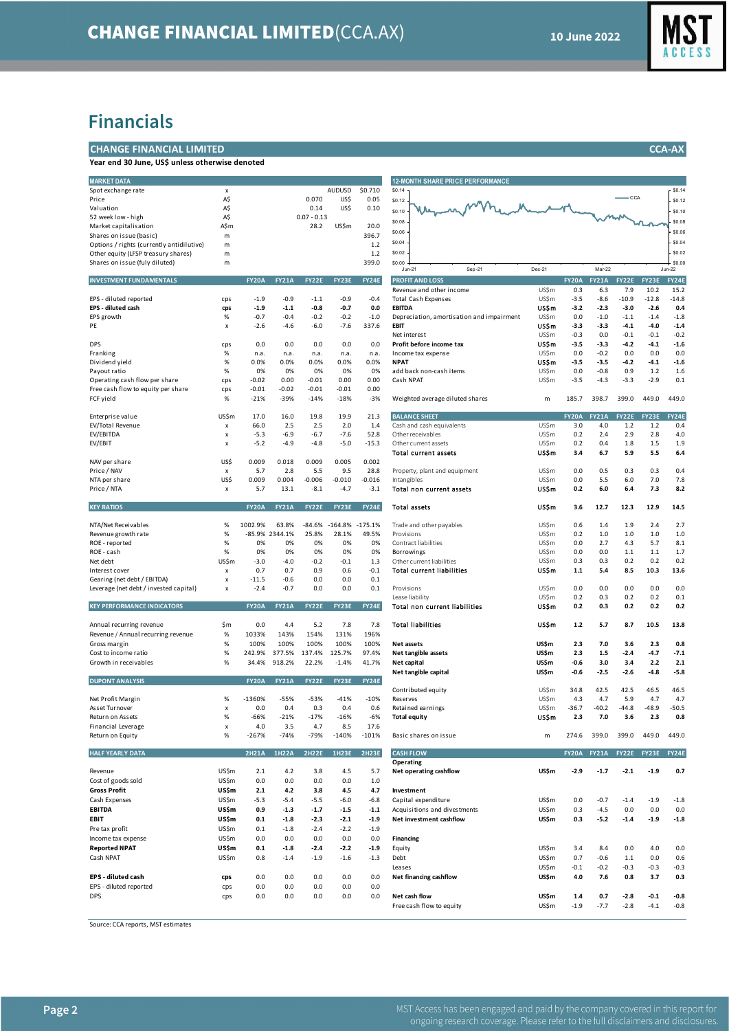# Financials

## CHANGE FINANCIAL LIMITED — CCA-AX

**Year end 30 June, US$ unless otherwise denoted**

| MARKET DATA | | | | |
|---|---|---|---|---|
| Spot exchange rate | x | | AUDUSD | $0.710 |
| Price | A$ | 0.070 | US$ | 0.05 |
| Valuation | A$ | 0.14 | US$ | 0.10 |
| 52 week low - high | A$ | 0.07 - 0.13 | | |
| Market capitalisation | A$m | 28.2 | US$m | 20.0 |
| Shares on issue (basic) | m | | | 396.7 |
| Options / rights (currently antidilutive) | m | | | 1.2 |
| Other equity (LFSP treasury shares) | m | | | 1.2 |
| Shares on issue (fully diluted) | m | | | 399.0 |

**12-MONTH SHARE PRICE PERFORMANCE**

| INVESTMENT FUNDAMENTALS | | FY20A | FY21A | FY22E | FY23E | FY24E |
|---|---|---|---|---|---|---|
| EPS - diluted reported | cps | -1.9 | -0.9 | -1.1 | -0.9 | -0.4 |
| **EPS - diluted cash** | **cps** | **-1.9** | **-1.1** | **-0.8** | **-0.7** | **0.0** |
| EPS growth | % | -0.7 | -0.4 | -0.2 | -0.2 | -1.0 |
| PE | x | -2.6 | -4.6 | -6.0 | -7.6 | 337.6 |
| | | | | | | |
| DPS | cps | 0.0 | 0.0 | 0.0 | 0.0 | 0.0 |
| Franking | % | n.a. | n.a. | n.a. | n.a. | n.a. |
| Dividend yield | % | 0.0% | 0.0% | 0.0% | 0.0% | 0.0% |
| Payout ratio | % | 0% | 0% | 0% | 0% | 0% |
| Operating cash flow per share | cps | -0.02 | 0.00 | -0.01 | 0.00 | 0.00 |
| Free cash flow to equity per share | cps | -0.01 | -0.02 | -0.01 | -0.01 | 0.00 |
| FCF yield | % | -21% | -39% | -14% | -18% | -3% |
| | | | | | | |
| Enterprise value | US$m | 17.0 | 16.0 | 19.8 | 19.9 | 21.3 |
| EV/Total Revenue | x | 66.0 | 2.5 | 2.5 | 2.0 | 1.4 |
| EV/EBITDA | x | -5.3 | -6.9 | -6.7 | -7.6 | 52.8 |
| EV/EBIT | x | -5.2 | -4.9 | -4.8 | -5.0 | -15.3 |
| | | | | | | |
| NAV per share | US$ | 0.009 | 0.018 | 0.009 | 0.005 | 0.002 |
| Price / NAV | x | 5.7 | 2.8 | 5.5 | 9.5 | 28.8 |
| NTA per share | US$ | 0.009 | 0.004 | -0.006 | -0.010 | -0.016 |
| Price / NTA | x | 5.7 | 13.1 | -8.1 | -4.7 | -3.1 |

| KEY RATIOS | | FY20A | FY21A | FY22E | FY23E | FY24E |
|---|---|---|---|---|---|---|
| NTA/Net Receivables | % | 1002.9% | 63.8% | -84.6% | -164.8% | -175.1% |
| Revenue growth rate | % | -85.9% | 2344.1% | 25.8% | 28.1% | 49.5% |
| ROE - reported | % | 0% | 0% | 0% | 0% | 0% |
| ROE - cash | % | 0% | 0% | 0% | 0% | 0% |
| Net debt | US$m | -3.0 | -4.0 | -0.2 | -0.1 | 1.3 |
| Interest cover | x | 0.7 | 0.7 | 0.9 | 0.6 | -0.1 |
| Gearing (net debt / EBITDA) | x | -11.5 | -0.6 | 0.0 | 0.0 | 0.1 |
| Leverage (net debt / invested capital) | x | -2.4 | -0.7 | 0.0 | 0.0 | 0.1 |

| KEY PERFORMANCE INDICATORS | | FY20A | FY21A | FY22E | FY23E | FY24E |
|---|---|---|---|---|---|---|
| Annual recurring revenue | $m | 0.0 | 4.4 | 5.2 | 7.8 | 7.8 |
| Revenue / Annual recurring revenue | % | 1033% | 143% | 154% | 131% | 196% |
| Gross margin | % | 100% | 100% | 100% | 100% | 100% |
| Cost to income ratio | % | 242.9% | 377.5% | 137.4% | 125.7% | 97.4% |
| Growth in receivables | % | 34.4% | 918.2% | 22.2% | -1.4% | 41.7% |

| DUPONT ANALYSIS | | FY20A | FY21A | FY22E | FY23E | FY24E |
|---|---|---|---|---|---|---|
| Net Profit Margin | % | -1360% | -55% | -53% | -41% | -10% |
| Asset Turnover | x | 0.0 | 0.4 | 0.3 | 0.4 | 0.6 |
| Return on Assets | % | -66% | -21% | -17% | -16% | -6% |
| Financial Leverage | x | 4.0 | 3.5 | 4.7 | 8.5 | 17.6 |
| Return on Equity | % | -267% | -74% | -79% | -140% | -101% |

| HALF YEARLY DATA | | 2H21A | 1H22A | 2H22E | 1H23E | 2H23E |
|---|---|---|---|---|---|---|
| Revenue | US$m | 2.1 | 4.2 | 3.8 | 4.5 | 5.7 |
| Cost of goods sold | US$m | 0.0 | 0.0 | 0.0 | 0.0 | 1.0 |
| **Gross Profit** | **US$m** | **2.1** | **4.2** | **3.8** | **4.5** | **4.7** |
| Cash Expenses | US$m | -5.3 | -5.4 | -5.5 | -6.0 | -6.8 |
| **EBITDA** | **US$m** | **0.9** | **-1.3** | **-1.7** | **-1.5** | **-1.1** |
| **EBIT** | **US$m** | **0.1** | **-1.8** | **-2.3** | **-2.1** | **-1.9** |
| Pre tax profit | US$m | 0.1 | -1.8 | -2.4 | -2.2 | -1.9 |
| Income tax expense | US$m | 0.0 | 0.0 | 0.0 | 0.0 | 0.0 |
| **Reported NPAT** | **US$m** | **0.1** | **-1.8** | **-2.4** | **-2.2** | **-1.9** |
| Cash NPAT | US$m | 0.8 | -1.4 | -1.9 | -1.6 | -1.3 |
| | | | | | | |
| **EPS - diluted cash** | **cps** | **0.0** | **0.0** | **0.0** | **0.0** | **0.0** |
| EPS - diluted reported | cps | 0.0 | 0.0 | 0.0 | 0.0 | 0.0 |
| DPS | cps | 0.0 | 0.0 | 0.0 | 0.0 | 0.0 |

| PROFIT AND LOSS | | FY20A | FY21A | FY22E | FY23E | FY24E |
|---|---|---|---|---|---|---|
| Revenue and other income | US$m | 0.3 | 6.3 | 7.9 | 10.2 | 15.2 |
| Total Cash Expenses | US$m | -3.5 | -8.6 | -10.9 | -12.8 | -14.8 |
| **EBITDA** | **US$m** | **-3.2** | **-2.3** | **-3.0** | **-2.6** | **0.4** |
| Depreciation, amortisation and impairment | US$m | 0.0 | -1.0 | -1.1 | -1.4 | -1.8 |
| **EBIT** | **US$m** | **-3.3** | **-3.3** | **-4.1** | **-4.0** | **-1.4** |
| Net interest | US$m | -0.3 | 0.0 | -0.1 | -0.1 | -0.2 |
| **Profit before income tax** | **US$m** | **-3.5** | **-3.3** | **-4.2** | **-4.1** | **-1.6** |
| Income tax expense | US$m | 0.0 | -0.2 | 0.0 | 0.0 | 0.0 |
| **NPAT** | **US$m** | **-3.5** | **-3.5** | **-4.2** | **-4.1** | **-1.6** |
| add back non-cash items | US$m | 0.0 | -0.8 | 0.9 | 1.2 | 1.6 |
| Cash NPAT | US$m | -3.5 | -4.3 | -3.3 | -2.9 | 0.1 |
| | | | | | | |
| Weighted average diluted shares | m | 185.7 | 398.7 | 399.0 | 449.0 | 449.0 |

| BALANCE SHEET | | FY20A | FY21A | FY22E | FY23E | FY24E |
|---|---|---|---|---|---|---|
| Cash and cash equivalents | US$m | 3.0 | 4.0 | 1.2 | 1.2 | 0.4 |
| Other receivables | US$m | 0.2 | 2.4 | 2.9 | 2.8 | 4.0 |
| Other current assets | US$m | 0.2 | 0.4 | 1.8 | 1.5 | 1.9 |
| **Total current assets** | **US$m** | **3.4** | **6.7** | **5.9** | **5.5** | **6.4** |
| | | | | | | |
| Property, plant and equipment | US$m | 0.0 | 0.5 | 0.3 | 0.3 | 0.4 |
| Intangibles | US$m | 0.0 | 5.5 | 6.0 | 7.0 | 7.8 |
| **Total non current assets** | **US$m** | **0.2** | **6.0** | **6.4** | **7.3** | **8.2** |
| | | | | | | |
| **Total assets** | **US$m** | **3.6** | **12.7** | **12.3** | **12.9** | **14.5** |
| | | | | | | |
| Trade and other payables | US$m | 0.6 | 1.4 | 1.9 | 2.4 | 2.7 |
| Provisions | US$m | 0.2 | 1.0 | 1.0 | 1.0 | 1.0 |
| Contract liabilities | US$m | 0.0 | 2.7 | 4.3 | 5.7 | 8.1 |
| Borrowings | US$m | 0.0 | 0.0 | 1.1 | 1.1 | 1.7 |
| Other current liabilities | US$m | 0.3 | 0.3 | 0.2 | 0.2 | 0.2 |
| **Total current liabilities** | **US$m** | **1.1** | **5.4** | **8.5** | **10.3** | **13.6** |
| | | | | | | |
| Provisions | US$m | 0.0 | 0.0 | 0.0 | 0.0 | 0.0 |
| Lease liability | US$m | 0.2 | 0.3 | 0.2 | 0.2 | 0.1 |
| **Total non current liabilities** | **US$m** | **0.2** | **0.3** | **0.2** | **0.2** | **0.2** |
| | | | | | | |
| **Total liabilities** | **US$m** | **1.2** | **5.7** | **8.7** | **10.5** | **13.8** |
| | | | | | | |
| **Net assets** | **US$m** | **2.3** | **7.0** | **3.6** | **2.3** | **0.8** |
| **Net tangible assets** | **US$m** | **2.3** | **1.5** | **-2.4** | **-4.7** | **-7.1** |
| **Net capital** | **US$m** | **-0.6** | **3.0** | **3.4** | **2.2** | **2.1** |
| **Net tangible capital** | **US$m** | **-0.6** | **-2.5** | **-2.6** | **-4.8** | **-5.8** |
| | | | | | | |
| Contributed equity | US$m | 34.8 | 42.5 | 42.5 | 46.5 | 46.5 |
| Reserves | US$m | 4.3 | 4.7 | 5.9 | 4.7 | 4.7 |
| Retained earnings | US$m | -36.7 | -40.2 | -44.8 | -48.9 | -50.5 |
| **Total equity** | **US$m** | **2.3** | **7.0** | **3.6** | **2.3** | **0.8** |
| | | | | | | |
| Basic shares on issue | m | 274.6 | 399.0 | 399.0 | 449.0 | 449.0 |

| CASH FLOW | | FY20A | FY21A | FY22E | FY23E | FY24E |
|---|---|---|---|---|---|---|
| **Operating** | | | | | | |
| **Net operating cashflow** | **US$m** | **-2.9** | **-1.7** | **-2.1** | **-1.9** | **0.7** |
| | | | | | | |
| **Investment** | | | | | | |
| Capital expenditure | US$m | 0.0 | -0.7 | -1.4 | -1.9 | -1.8 |
| Acquisitions and divestments | US$m | 0.3 | -4.5 | 0.0 | 0.0 | 0.0 |
| **Net investment cashflow** | **US$m** | **0.3** | **-5.2** | **-1.4** | **-1.9** | **-1.8** |
| | | | | | | |
| **Financing** | | | | | | |
| Equity | US$m | 3.4 | 8.4 | 0.0 | 4.0 | 0.0 |
| Debt | US$m | 0.7 | -0.6 | 1.1 | 0.0 | 0.6 |
| Leases | US$m | -0.1 | -0.2 | -0.3 | -0.3 | -0.3 |
| **Net financing cashflow** | **US$m** | **4.0** | **7.6** | **0.8** | **3.7** | **0.3** |
| | | | | | | |
| **Net cash flow** | **US$m** | **1.4** | **0.7** | **-2.8** | **-0.1** | **-0.8** |
| Free cash flow to equity | US$m | -1.9 | -7.7 | -2.8 | -4.1 | -0.8 |

Source: CCA reports, MST estimates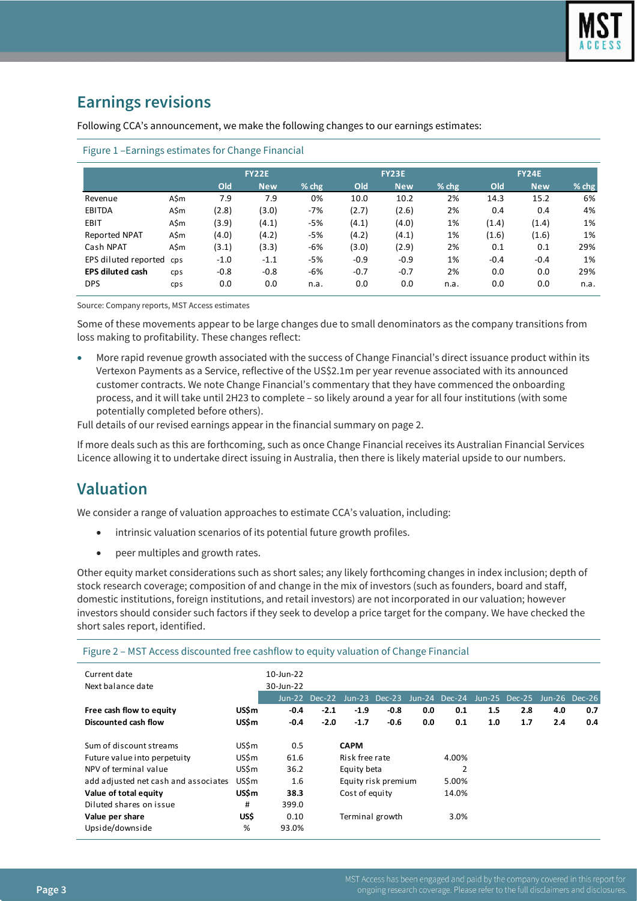## Earnings revisions

Following CCA's announcement, we make the following changes to our earnings estimates:

Figure 1 –Earnings estimates for Change Financial

| | | FY22E | | | FY23E | | | FY24E | | |
|---|---|---|---|---|---|---|---|---|---|---|
| | | Old | New | % chg | Old | New | % chg | Old | New | % chg |
| Revenue | A$m | 7.9 | 7.9 | 0% | 10.0 | 10.2 | 2% | 14.3 | 15.2 | 6% |
| EBITDA | A$m | (2.8) | (3.0) | -7% | (2.7) | (2.6) | 2% | 0.4 | 0.4 | 4% |
| EBIT | A$m | (3.9) | (4.1) | -5% | (4.1) | (4.0) | 1% | (1.4) | (1.4) | 1% |
| Reported NPAT | A$m | (4.0) | (4.2) | -5% | (4.2) | (4.1) | 1% | (1.6) | (1.6) | 1% |
| Cash NPAT | A$m | (3.1) | (3.3) | -6% | (3.0) | (2.9) | 2% | 0.1 | 0.1 | 29% |
| EPS diluted reported | cps | -1.0 | -1.1 | -5% | -0.9 | -0.9 | 1% | -0.4 | -0.4 | 1% |
| **EPS diluted cash** | cps | -0.8 | -0.8 | -6% | -0.7 | -0.7 | 2% | 0.0 | 0.0 | 29% |
| DPS | cps | 0.0 | 0.0 | n.a. | 0.0 | 0.0 | n.a. | 0.0 | 0.0 | n.a. |

Source: Company reports, MST Access estimates

Some of these movements appear to be large changes due to small denominators as the company transitions from loss making to profitability. These changes reflect:

- More rapid revenue growth associated with the success of Change Financial's direct issuance product within its Vertexon Payments as a Service, reflective of the US$2.1m per year revenue associated with its announced customer contracts. We note Change Financial's commentary that they have commenced the onboarding process, and it will take until 2H23 to complete – so likely around a year for all four institutions (with some potentially completed before others).

Full details of our revised earnings appear in the financial summary on page 2.

If more deals such as this are forthcoming, such as once Change Financial receives its Australian Financial Services Licence allowing it to undertake direct issuing in Australia, then there is likely material upside to our numbers.

## Valuation

We consider a range of valuation approaches to estimate CCA's valuation, including:

- intrinsic valuation scenarios of its potential future growth profiles.
- peer multiples and growth rates.

Other equity market considerations such as short sales; any likely forthcoming changes in index inclusion; depth of stock research coverage; composition of and change in the mix of investors (such as founders, board and staff, domestic institutions, foreign institutions, and retail investors) are not incorporated in our valuation; however investors should consider such factors if they seek to develop a price target for the company. We have checked the short sales report, identified.

Figure 2 – MST Access discounted free cashflow to equity valuation of Change Financial

| Current date | | 10-Jun-22 | | | | | | | | | |
|---|---|---|---|---|---|---|---|---|---|---|---|
| Next balance date | | 30-Jun-22 | | | | | | | | | |
| | | Jun-22 | Dec-22 | Jun-23 | Dec-23 | Jun-24 | Dec-24 | Jun-25 | Dec-25 | Jun-26 | Dec-26 |
| **Free cash flow to equity** | **US$m** | **-0.4** | **-2.1** | **-1.9** | **-0.8** | **0.0** | **0.1** | **1.5** | **2.8** | **4.0** | **0.7** |
| **Discounted cash flow** | **US$m** | **-0.4** | **-2.0** | **-1.7** | **-0.6** | **0.0** | **0.1** | **1.0** | **1.7** | **2.4** | **0.4** |

| | | | | |
|---|---|---|---|---|
| Sum of discount streams | US$m | 0.5 | **CAPM** | |
| Future value into perpetuity | US$m | 61.6 | Risk free rate | 4.00% |
| NPV of terminal value | US$m | 36.2 | Equity beta | 2 |
| add adjusted net cash and associates | US$m | 1.6 | Equity risk premium | 5.00% |
| **Value of total equity** | **US$m** | **38.3** | Cost of equity | 14.0% |
| Diluted shares on issue | # | 399.0 | | |
| **Value per share** | **US$** | 0.10 | Terminal growth | 3.0% |
| Upside/downside | % | 93.0% | | |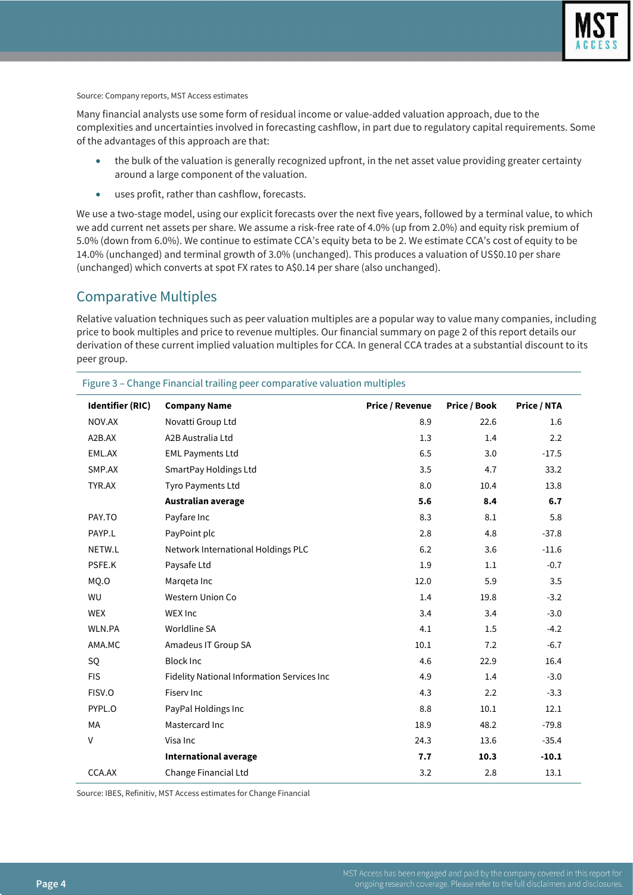Source: Company reports, MST Access estimates

Many financial analysts use some form of residual income or value-added valuation approach, due to the complexities and uncertainties involved in forecasting cashflow, in part due to regulatory capital requirements. Some of the advantages of this approach are that:

- the bulk of the valuation is generally recognized upfront, in the net asset value providing greater certainty around a large component of the valuation.
- uses profit, rather than cashflow, forecasts.

We use a two-stage model, using our explicit forecasts over the next five years, followed by a terminal value, to which we add current net assets per share. We assume a risk-free rate of 4.0% (up from 2.0%) and equity risk premium of 5.0% (down from 6.0%). We continue to estimate CCA's equity beta to be 2. We estimate CCA's cost of equity to be 14.0% (unchanged) and terminal growth of 3.0% (unchanged). This produces a valuation of US$0.10 per share (unchanged) which converts at spot FX rates to A$0.14 per share (also unchanged).

## Comparative Multiples

Relative valuation techniques such as peer valuation multiples are a popular way to value many companies, including price to book multiples and price to revenue multiples. Our financial summary on page 2 of this report details our derivation of these current implied valuation multiples for CCA. In general CCA trades at a substantial discount to its peer group.

Figure 3 – Change Financial trailing peer comparative valuation multiples

| Identifier (RIC) | Company Name | Price / Revenue | Price / Book | Price / NTA |
|---|---|---|---|---|
| NOV.AX | Novatti Group Ltd | 8.9 | 22.6 | 1.6 |
| A2B.AX | A2B Australia Ltd | 1.3 | 1.4 | 2.2 |
| EML.AX | EML Payments Ltd | 6.5 | 3.0 | -17.5 |
| SMP.AX | SmartPay Holdings Ltd | 3.5 | 4.7 | 33.2 |
| TYR.AX | Tyro Payments Ltd | 8.0 | 10.4 | 13.8 |
| | **Australian average** | **5.6** | **8.4** | **6.7** |
| PAY.TO | Payfare Inc | 8.3 | 8.1 | 5.8 |
| PAYP.L | PayPoint plc | 2.8 | 4.8 | -37.8 |
| NETW.L | Network International Holdings PLC | 6.2 | 3.6 | -11.6 |
| PSFE.K | Paysafe Ltd | 1.9 | 1.1 | -0.7 |
| MQ.O | Marqeta Inc | 12.0 | 5.9 | 3.5 |
| WU | Western Union Co | 1.4 | 19.8 | -3.2 |
| WEX | WEX Inc | 3.4 | 3.4 | -3.0 |
| WLN.PA | Worldline SA | 4.1 | 1.5 | -4.2 |
| AMA.MC | Amadeus IT Group SA | 10.1 | 7.2 | -6.7 |
| SQ | Block Inc | 4.6 | 22.9 | 16.4 |
| FIS | Fidelity National Information Services Inc | 4.9 | 1.4 | -3.0 |
| FISV.O | Fiserv Inc | 4.3 | 2.2 | -3.3 |
| PYPL.O | PayPal Holdings Inc | 8.8 | 10.1 | 12.1 |
| MA | Mastercard Inc | 18.9 | 48.2 | -79.8 |
| V | Visa Inc | 24.3 | 13.6 | -35.4 |
| | **International average** | **7.7** | **10.3** | **-10.1** |
| CCA.AX | Change Financial Ltd | 3.2 | 2.8 | 13.1 |

Source: IBES, Refinitiv, MST Access estimates for Change Financial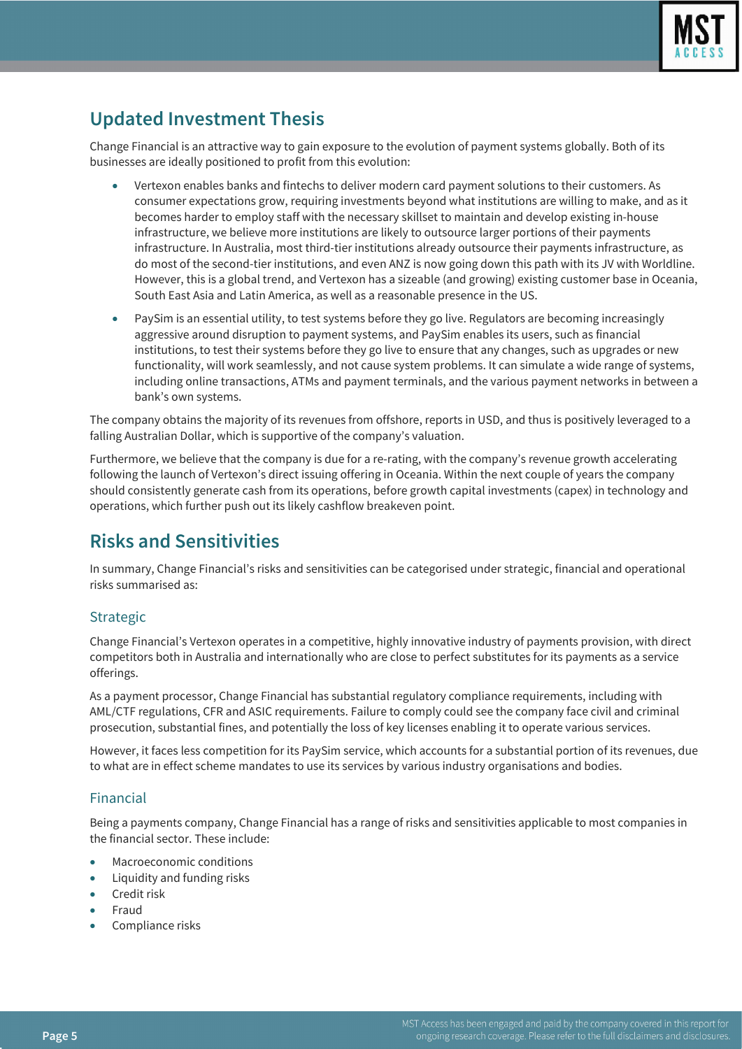## Updated Investment Thesis

Change Financial is an attractive way to gain exposure to the evolution of payment systems globally. Both of its businesses are ideally positioned to profit from this evolution:

- Vertexon enables banks and fintechs to deliver modern card payment solutions to their customers. As consumer expectations grow, requiring investments beyond what institutions are willing to make, and as it becomes harder to employ staff with the necessary skillset to maintain and develop existing in-house infrastructure, we believe more institutions are likely to outsource larger portions of their payments infrastructure. In Australia, most third-tier institutions already outsource their payments infrastructure, as do most of the second-tier institutions, and even ANZ is now going down this path with its JV with Worldline. However, this is a global trend, and Vertexon has a sizeable (and growing) existing customer base in Oceania, South East Asia and Latin America, as well as a reasonable presence in the US.
- PaySim is an essential utility, to test systems before they go live. Regulators are becoming increasingly aggressive around disruption to payment systems, and PaySim enables its users, such as financial institutions, to test their systems before they go live to ensure that any changes, such as upgrades or new functionality, will work seamlessly, and not cause system problems. It can simulate a wide range of systems, including online transactions, ATMs and payment terminals, and the various payment networks in between a bank's own systems.

The company obtains the majority of its revenues from offshore, reports in USD, and thus is positively leveraged to a falling Australian Dollar, which is supportive of the company's valuation.

Furthermore, we believe that the company is due for a re-rating, with the company's revenue growth accelerating following the launch of Vertexon's direct issuing offering in Oceania. Within the next couple of years the company should consistently generate cash from its operations, before growth capital investments (capex) in technology and operations, which further push out its likely cashflow breakeven point.

## Risks and Sensitivities

In summary, Change Financial's risks and sensitivities can be categorised under strategic, financial and operational risks summarised as:

### Strategic

Change Financial's Vertexon operates in a competitive, highly innovative industry of payments provision, with direct competitors both in Australia and internationally who are close to perfect substitutes for its payments as a service offerings.

As a payment processor, Change Financial has substantial regulatory compliance requirements, including with AML/CTF regulations, CFR and ASIC requirements. Failure to comply could see the company face civil and criminal prosecution, substantial fines, and potentially the loss of key licenses enabling it to operate various services.

However, it faces less competition for its PaySim service, which accounts for a substantial portion of its revenues, due to what are in effect scheme mandates to use its services by various industry organisations and bodies.

### Financial

Being a payments company, Change Financial has a range of risks and sensitivities applicable to most companies in the financial sector. These include:

- Macroeconomic conditions
- Liquidity and funding risks
- Credit risk
- Fraud
- Compliance risks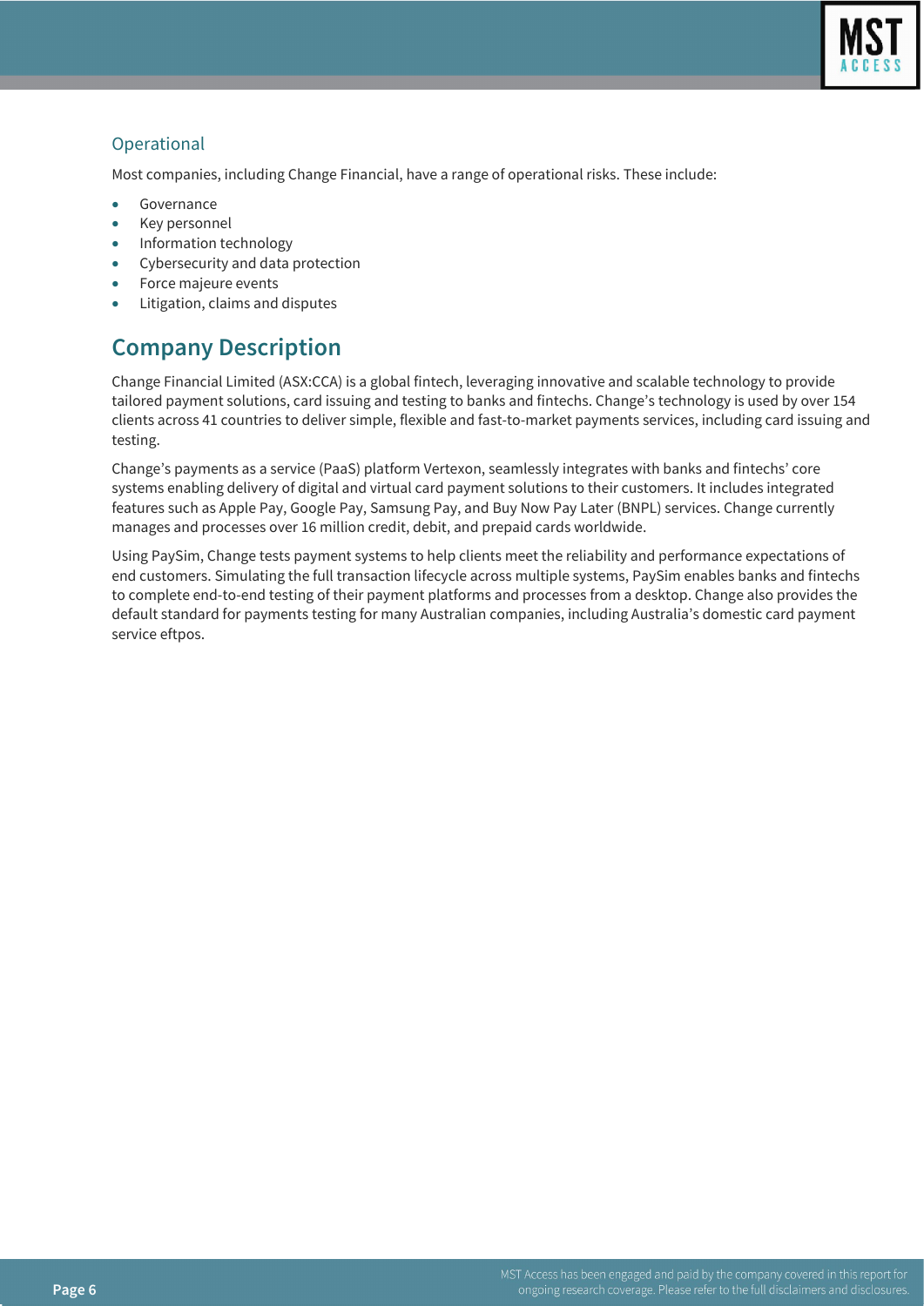### Operational

Most companies, including Change Financial, have a range of operational risks. These include:

- Governance
- Key personnel
- Information technology
- Cybersecurity and data protection
- Force majeure events
- Litigation, claims and disputes

## Company Description

Change Financial Limited (ASX:CCA) is a global fintech, leveraging innovative and scalable technology to provide tailored payment solutions, card issuing and testing to banks and fintechs. Change's technology is used by over 154 clients across 41 countries to deliver simple, flexible and fast-to-market payments services, including card issuing and testing.

Change's payments as a service (PaaS) platform Vertexon, seamlessly integrates with banks and fintechs' core systems enabling delivery of digital and virtual card payment solutions to their customers. It includes integrated features such as Apple Pay, Google Pay, Samsung Pay, and Buy Now Pay Later (BNPL) services. Change currently manages and processes over 16 million credit, debit, and prepaid cards worldwide.

Using PaySim, Change tests payment systems to help clients meet the reliability and performance expectations of end customers. Simulating the full transaction lifecycle across multiple systems, PaySim enables banks and fintechs to complete end-to-end testing of their payment platforms and processes from a desktop. Change also provides the default standard for payments testing for many Australian companies, including Australia's domestic card payment service eftpos.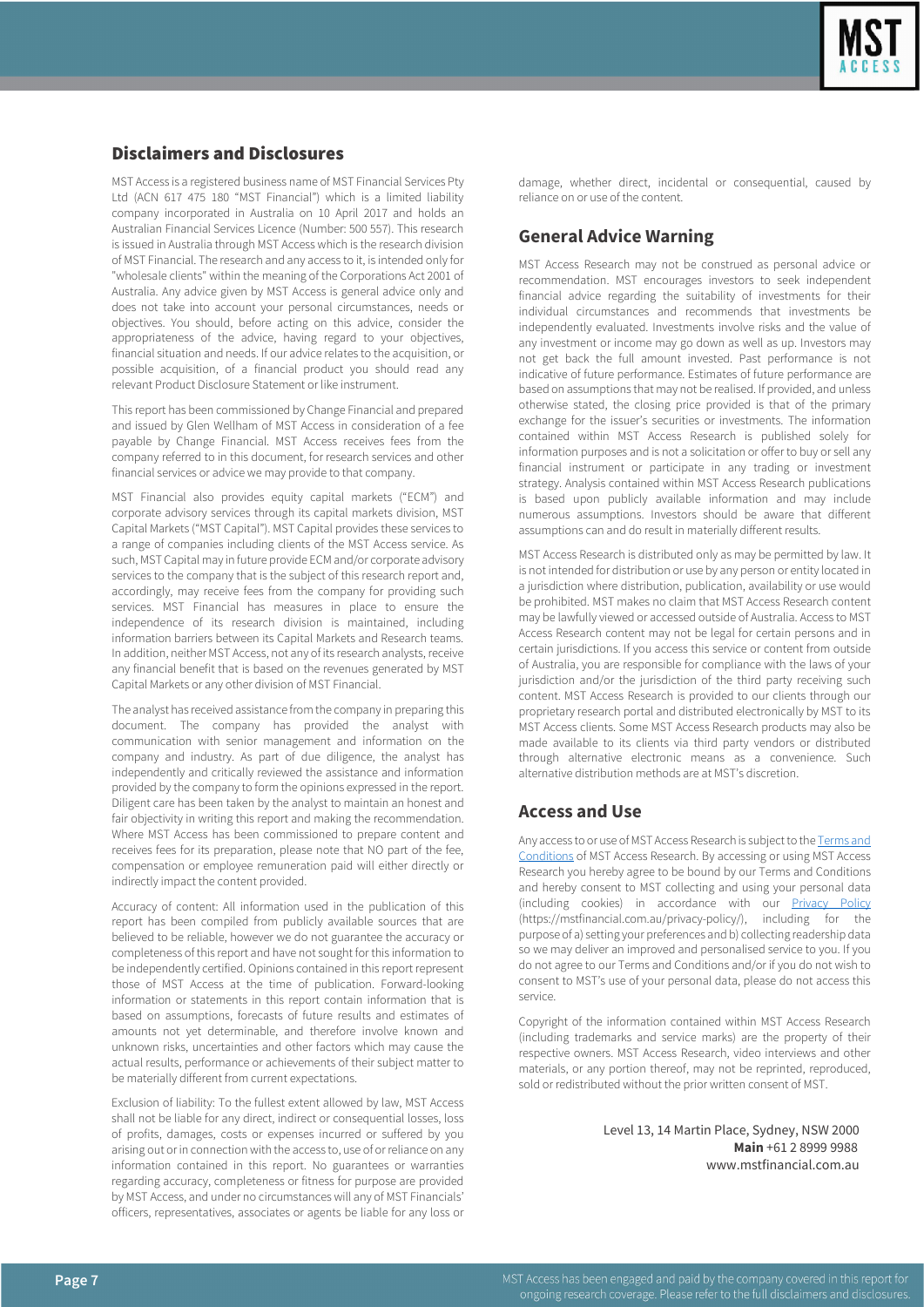## Disclaimers and Disclosures

MST Access is a registered business name of MST Financial Services Pty Ltd (ACN 617 475 180 "MST Financial") which is a limited liability company incorporated in Australia on 10 April 2017 and holds an Australian Financial Services Licence (Number: 500 557). This research is issued in Australia through MST Access which is the research division of MST Financial. The research and any access to it, is intended only for "wholesale clients" within the meaning of the Corporations Act 2001 of Australia. Any advice given by MST Access is general advice only and does not take into account your personal circumstances, needs or objectives. You should, before acting on this advice, consider the appropriateness of the advice, having regard to your objectives, financial situation and needs. If our advice relates to the acquisition, or possible acquisition, of a financial product you should read any relevant Product Disclosure Statement or like instrument.

This report has been commissioned by Change Financial and prepared and issued by Glen Wellham of MST Access in consideration of a fee payable by Change Financial. MST Access receives fees from the company referred to in this document, for research services and other financial services or advice we may provide to that company.

MST Financial also provides equity capital markets ("ECM") and corporate advisory services through its capital markets division, MST Capital Markets ("MST Capital"). MST Capital provides these services to a range of companies including clients of the MST Access service. As such, MST Capital may in future provide ECM and/or corporate advisory services to the company that is the subject of this research report and, accordingly, may receive fees from the company for providing such services. MST Financial has measures in place to ensure the independence of its research division is maintained, including information barriers between its Capital Markets and Research teams. In addition, neither MST Access, not any of its research analysts, receive any financial benefit that is based on the revenues generated by MST Capital Markets or any other division of MST Financial.

The analyst has received assistance from the company in preparing this document. The company has provided the analyst with communication with senior management and information on the company and industry. As part of due diligence, the analyst has independently and critically reviewed the assistance and information provided by the company to form the opinions expressed in the report. Diligent care has been taken by the analyst to maintain an honest and fair objectivity in writing this report and making the recommendation. Where MST Access has been commissioned to prepare content and receives fees for its preparation, please note that NO part of the fee, compensation or employee remuneration paid will either directly or indirectly impact the content provided.

Accuracy of content: All information used in the publication of this report has been compiled from publicly available sources that are believed to be reliable, however we do not guarantee the accuracy or completeness of this report and have not sought for this information to be independently certified. Opinions contained in this report represent those of MST Access at the time of publication. Forward-looking information or statements in this report contain information that is based on assumptions, forecasts of future results and estimates of amounts not yet determinable, and therefore involve known and unknown risks, uncertainties and other factors which may cause the actual results, performance or achievements of their subject matter to be materially different from current expectations.

Exclusion of liability: To the fullest extent allowed by law, MST Access shall not be liable for any direct, indirect or consequential losses, loss of profits, damages, costs or expenses incurred or suffered by you arising out or in connection with the access to, use of or reliance on any information contained in this report. No guarantees or warranties regarding accuracy, completeness or fitness for purpose are provided by MST Access, and under no circumstances will any of MST Financials' officers, representatives, associates or agents be liable for any loss or damage, whether direct, incidental or consequential, caused by reliance on or use of the content.

## General Advice Warning

MST Access Research may not be construed as personal advice or recommendation. MST encourages investors to seek independent financial advice regarding the suitability of investments for their individual circumstances and recommends that investments be independently evaluated. Investments involve risks and the value of any investment or income may go down as well as up. Investors may not get back the full amount invested. Past performance is not indicative of future performance. Estimates of future performance are based on assumptions that may not be realised. If provided, and unless otherwise stated, the closing price provided is that of the primary exchange for the issuer's securities or investments. The information contained within MST Access Research is published solely for information purposes and is not a solicitation or offer to buy or sell any financial instrument or participate in any trading or investment strategy. Analysis contained within MST Access Research publications is based upon publicly available information and may include numerous assumptions. Investors should be aware that different assumptions can and do result in materially different results.

MST Access Research is distributed only as may be permitted by law. It is not intended for distribution or use by any person or entity located in a jurisdiction where distribution, publication, availability or use would be prohibited. MST makes no claim that MST Access Research content may be lawfully viewed or accessed outside of Australia. Access to MST Access Research content may not be legal for certain persons and in certain jurisdictions. If you access this service or content from outside of Australia, you are responsible for compliance with the laws of your jurisdiction and/or the jurisdiction of the third party receiving such content. MST Access Research is provided to our clients through our proprietary research portal and distributed electronically by MST to its MST Access clients. Some MST Access Research products may also be made available to its clients via third party vendors or distributed through alternative electronic means as a convenience. Such alternative distribution methods are at MST's discretion.

## Access and Use

Any access to or use of MST Access Research is subject to the Terms and Conditions of MST Access Research. By accessing or using MST Access Research you hereby agree to be bound by our Terms and Conditions and hereby consent to MST collecting and using your personal data (including cookies) in accordance with our Privacy Policy (https://mstfinancial.com.au/privacy-policy/), including for the purpose of a) setting your preferences and b) collecting readership data so we may deliver an improved and personalised service to you. If you do not agree to our Terms and Conditions and/or if you do not wish to consent to MST's use of your personal data, please do not access this service.

Copyright of the information contained within MST Access Research (including trademarks and service marks) are the property of their respective owners. MST Access Research, video interviews and other materials, or any portion thereof, may not be reprinted, reproduced, sold or redistributed without the prior written consent of MST.

Level 13, 14 Martin Place, Sydney, NSW 2000
**Main** +61 2 8999 9988
www.mstfinancial.com.au